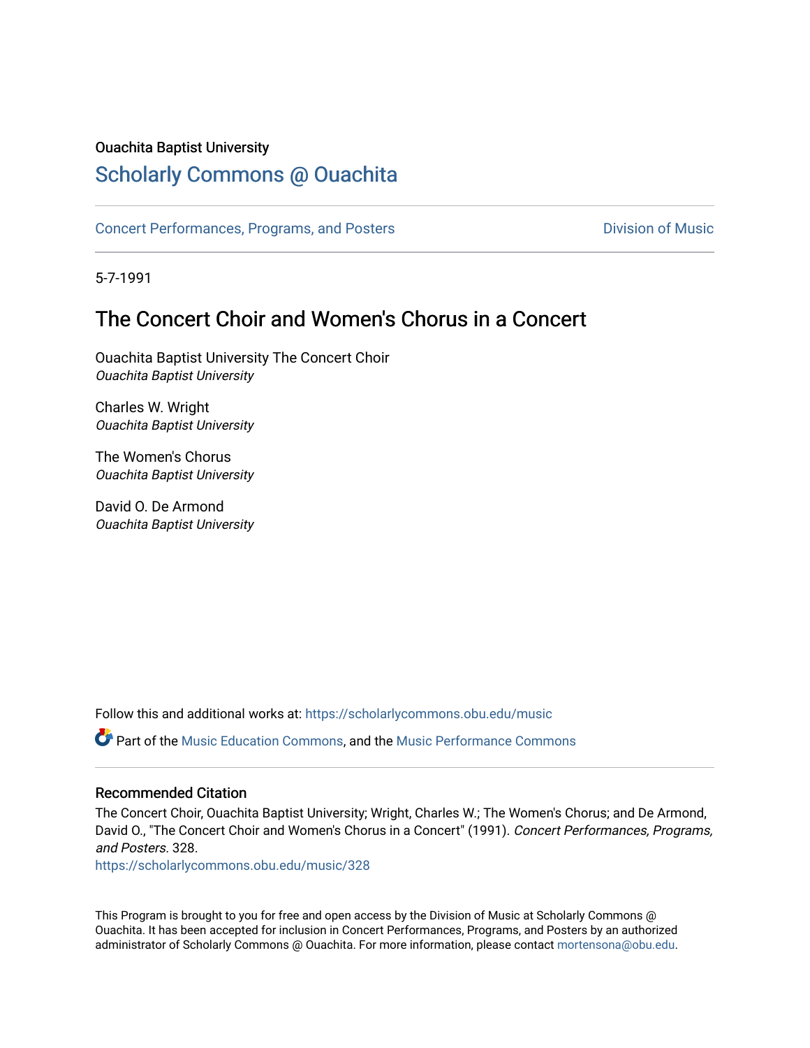Ouachita Baptist University

# Scholarly Commons @ Ouachita

Concert Performances, Programs, and Posters | Division of Music

5-7-1991

## The Concert Choir and Women's Chorus in a Concert

Ouachita Baptist University The Concert Choir
*Ouachita Baptist University*

Charles W. Wright
*Ouachita Baptist University*

The Women's Chorus
*Ouachita Baptist University*

David O. De Armond
*Ouachita Baptist University*

Follow this and additional works at: https://scholarlycommons.obu.edu/music

Part of the Music Education Commons, and the Music Performance Commons

### Recommended Citation

The Concert Choir, Ouachita Baptist University; Wright, Charles W.; The Women's Chorus; and De Armond, David O., "The Concert Choir and Women's Chorus in a Concert" (1991). *Concert Performances, Programs, and Posters*. 328.
https://scholarlycommons.obu.edu/music/328

This Program is brought to you for free and open access by the Division of Music at Scholarly Commons @ Ouachita. It has been accepted for inclusion in Concert Performances, Programs, and Posters by an authorized administrator of Scholarly Commons @ Ouachita. For more information, please contact mortensona@obu.edu.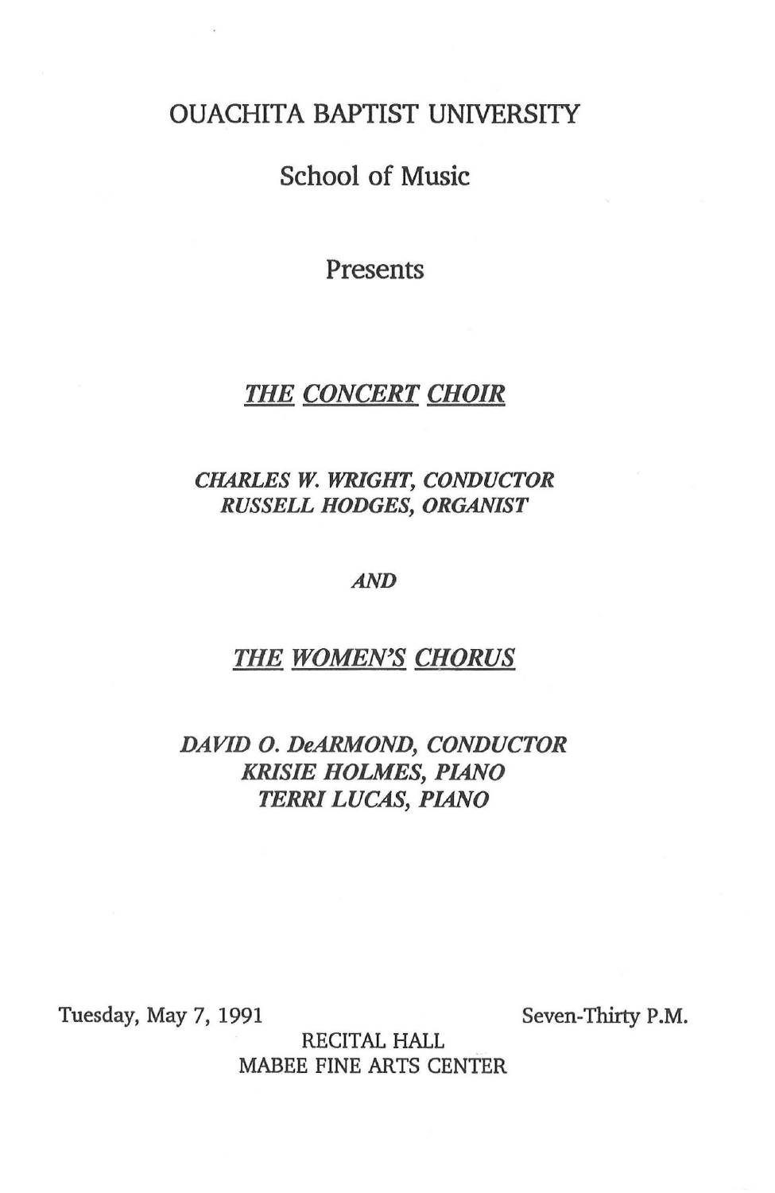OUACHITA BAPTIST UNIVERSITY

School of Music

Presents

***THE CONCERT CHOIR***

*CHARLES W. WRIGHT, CONDUCTOR*
*RUSSELL HODGES, ORGANIST*

*AND*

***THE WOMEN'S CHORUS***

*DAVID O. DeARMOND, CONDUCTOR*
*KRISIE HOLMES, PIANO*
*TERRI LUCAS, PIANO*

Tuesday, May 7, 1991

Seven-Thirty P.M.

RECITAL HALL
MABEE FINE ARTS CENTER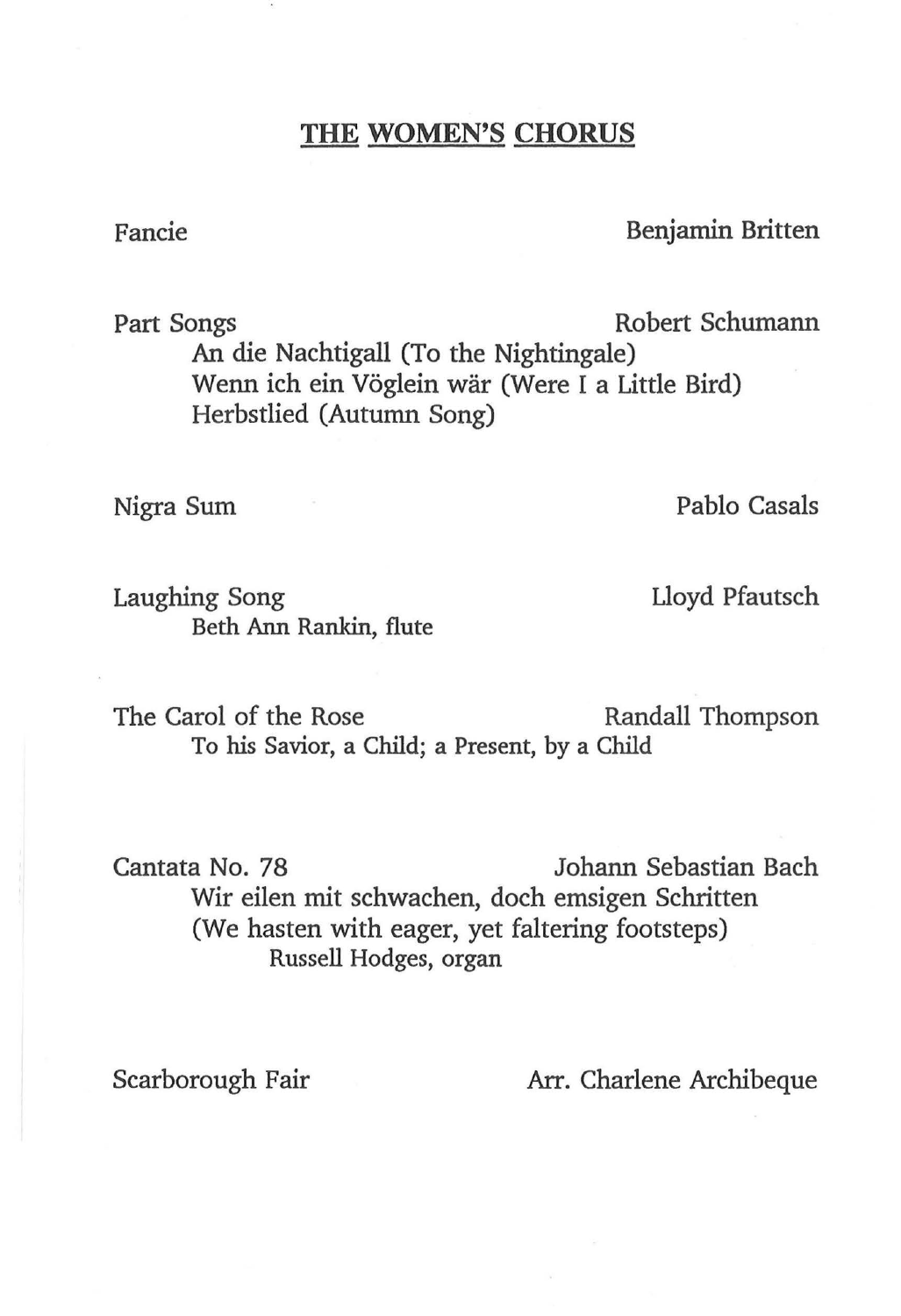## THE WOMEN'S CHORUS

Fancie — Benjamin Britten

Part Songs — Robert Schumann

- An die Nachtigall (To the Nightingale)
- Wenn ich ein Vöglein wär (Were I a Little Bird)
- Herbstlied (Autumn Song)

Nigra Sum — Pablo Casals

Laughing Song — Lloyd Pfautsch
Beth Ann Rankin, flute

The Carol of the Rose — Randall Thompson
To his Savior, a Child; a Present, by a Child

Cantata No. 78 — Johann Sebastian Bach
Wir eilen mit schwachen, doch emsigen Schritten
(We hasten with eager, yet faltering footsteps)
Russell Hodges, organ

Scarborough Fair — Arr. Charlene Archibeque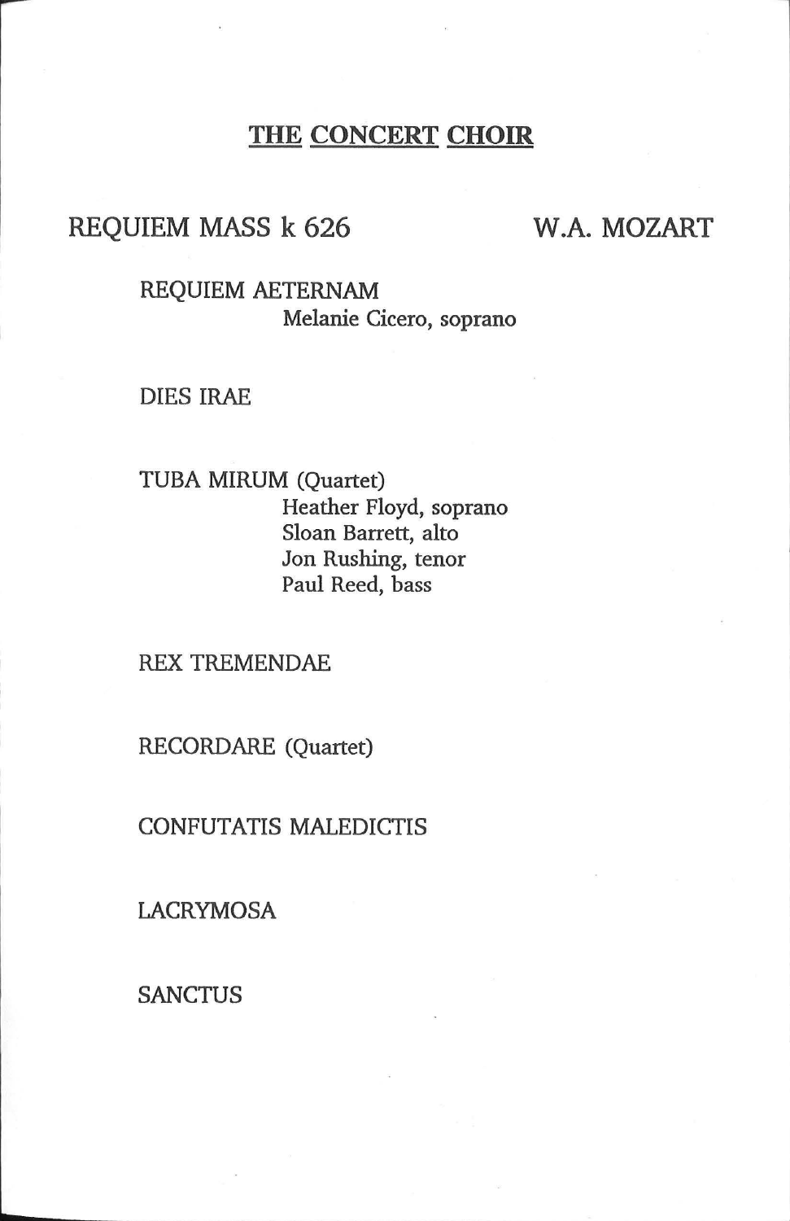## THE CONCERT CHOIR

**REQUIEM MASS k 626** — **W.A. MOZART**

REQUIEM AETERNAM
Melanie Cicero, soprano

DIES IRAE

TUBA MIRUM (Quartet)
Heather Floyd, soprano
Sloan Barrett, alto
Jon Rushing, tenor
Paul Reed, bass

REX TREMENDAE

RECORDARE (Quartet)

CONFUTATIS MALEDICTIS

LACRYMOSA

SANCTUS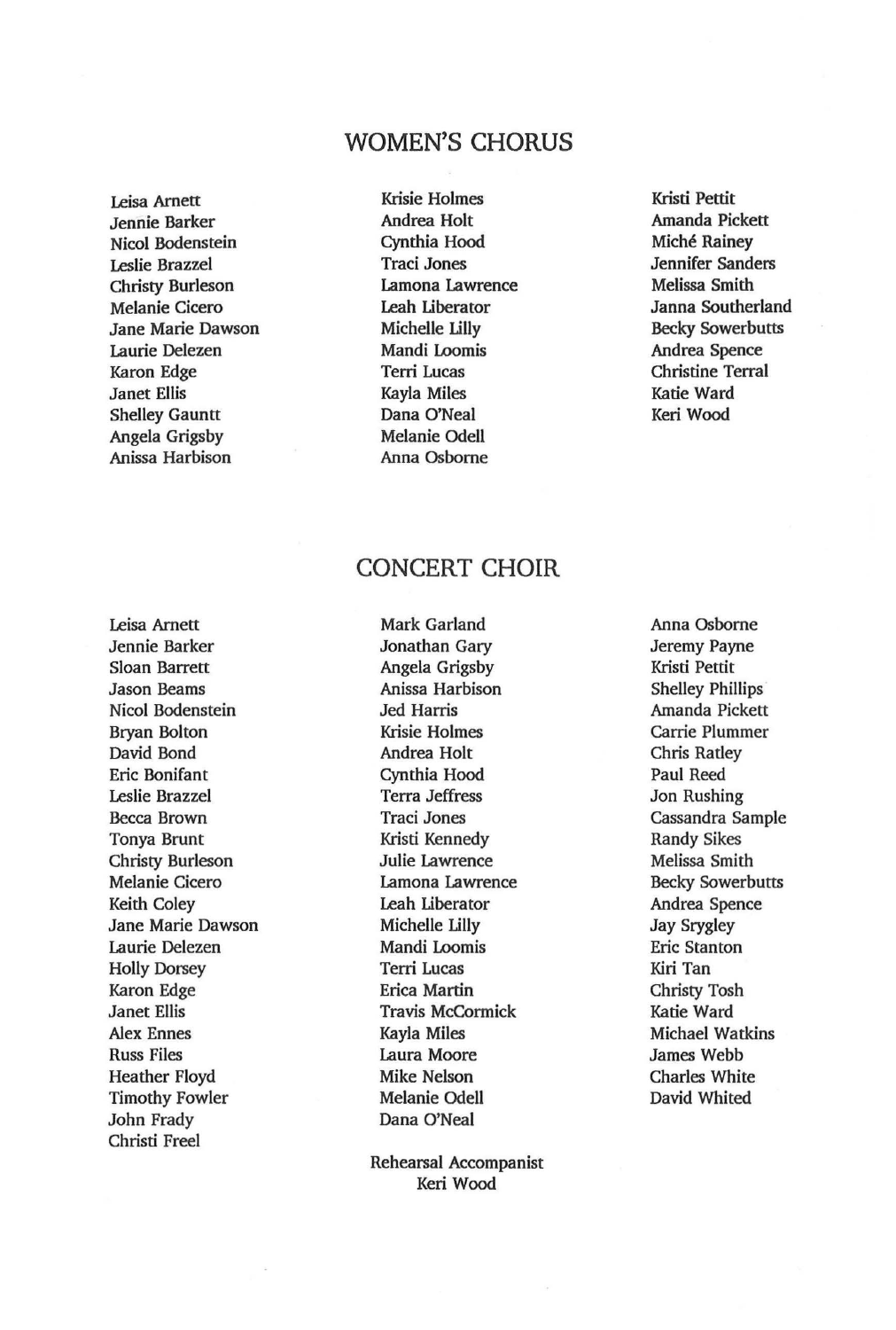## WOMEN'S CHORUS

Leisa Arnett
Jennie Barker
Nicol Bodenstein
Leslie Brazzel
Christy Burleson
Melanie Cicero
Jane Marie Dawson
Laurie Delezen
Karon Edge
Janet Ellis
Shelley Gauntt
Angela Grigsby
Anissa Harbison
Krisie Holmes
Andrea Holt
Cynthia Hood
Traci Jones
Lamona Lawrence
Leah Liberator
Michelle Lilly
Mandi Loomis
Terri Lucas
Kayla Miles
Dana O'Neal
Melanie Odell
Anna Osborne
Kristi Pettit
Amanda Pickett
Miché Rainey
Jennifer Sanders
Melissa Smith
Janna Southerland
Becky Sowerbutts
Andrea Spence
Christine Terral
Katie Ward
Keri Wood

## CONCERT CHOIR

Leisa Arnett
Jennie Barker
Sloan Barrett
Jason Beams
Nicol Bodenstein
Bryan Bolton
David Bond
Eric Bonifant
Leslie Brazzel
Becca Brown
Tonya Brunt
Christy Burleson
Melanie Cicero
Keith Coley
Jane Marie Dawson
Laurie Delezen
Holly Dorsey
Karon Edge
Janet Ellis
Alex Ennes
Russ Files
Heather Floyd
Timothy Fowler
John Frady
Christi Freel
Mark Garland
Jonathan Gary
Angela Grigsby
Anissa Harbison
Jed Harris
Krisie Holmes
Andrea Holt
Cynthia Hood
Terra Jeffress
Traci Jones
Kristi Kennedy
Julie Lawrence
Lamona Lawrence
Leah Liberator
Michelle Lilly
Mandi Loomis
Terri Lucas
Erica Martin
Travis McCormick
Kayla Miles
Laura Moore
Mike Nelson
Melanie Odell
Dana O'Neal
Anna Osborne
Jeremy Payne
Kristi Pettit
Shelley Phillips
Amanda Pickett
Carrie Plummer
Chris Ratley
Paul Reed
Jon Rushing
Cassandra Sample
Randy Sikes
Melissa Smith
Becky Sowerbutts
Andrea Spence
Jay Srygley
Eric Stanton
Kiri Tan
Christy Tosh
Katie Ward
Michael Watkins
James Webb
Charles White
David Whited

Rehearsal Accompanist
Keri Wood